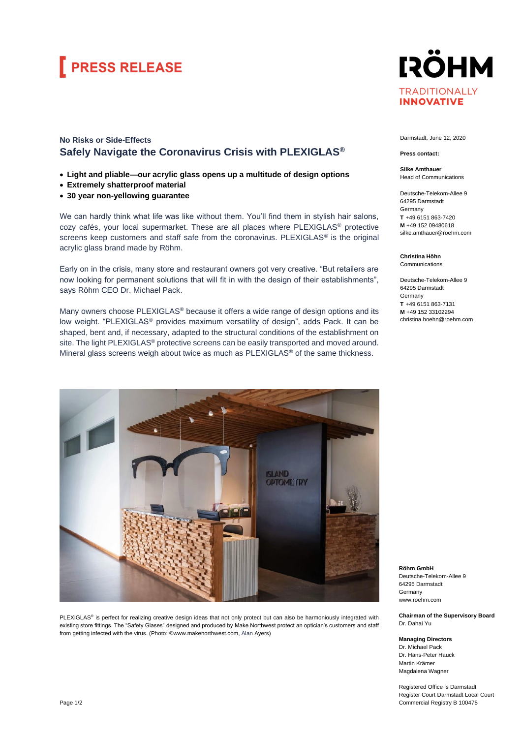# PRESS RELEASE

RÖHM
TRADITIONALLY **INNOVATIVE**

Darmstadt, June 12, 2020

**Press contact:**

**Silke Amthauer**
Head of Communications

Deutsche-Telekom-Allee 9
64295 Darmstadt
Germany
**T** +49 6151 863-7420
**M** +49 152 09480618
silke.amthauer@roehm.com

**Christina Höhn**
Communications

Deutsche-Telekom-Allee 9
64295 Darmstadt
Germany
**T** +49 6151 863-7131
**M** +49 152 33102294
christina.hoehn@roehm.com

### No Risks or Side-Effects

## Safely Navigate the Coronavirus Crisis with PLEXIGLAS®

- **Light and pliable—our acrylic glass opens up a multitude of design options**
- **Extremely shatterproof material**
- **30 year non-yellowing guarantee**

We can hardly think what life was like without them. You'll find them in stylish hair salons, cozy cafés, your local supermarket. These are all places where PLEXIGLAS® protective screens keep customers and staff safe from the coronavirus. PLEXIGLAS® is the original acrylic glass brand made by Röhm.

Early on in the crisis, many store and restaurant owners got very creative. "But retailers are now looking for permanent solutions that will fit in with the design of their establishments", says Röhm CEO Dr. Michael Pack.

Many owners choose PLEXIGLAS® because it offers a wide range of design options and its low weight. "PLEXIGLAS® provides maximum versatility of design", adds Pack. It can be shaped, bent and, if necessary, adapted to the structural conditions of the establishment on site. The light PLEXIGLAS® protective screens can be easily transported and moved around. Mineral glass screens weigh about twice as much as PLEXIGLAS® of the same thickness.

PLEXIGLAS® is perfect for realizing creative design ideas that not only protect but can also be harmoniously integrated with existing store fittings. The "Safety Glases" designed and produced by Make Northwest protect an optician's customers and staff from getting infected with the virus. (Photo: ©www.makenorthwest.com, Alan Ayers)

**Röhm GmbH**
Deutsche-Telekom-Allee 9
64295 Darmstadt
Germany
www.roehm.com

**Chairman of the Supervisory Board**
Dr. Dahai Yu

**Managing Directors**
Dr. Michael Pack
Dr. Hans-Peter Hauck
Martin Krämer
Magdalena Wagner

Registered Office is Darmstadt
Register Court Darmstadt Local Court
Commercial Registry B 100475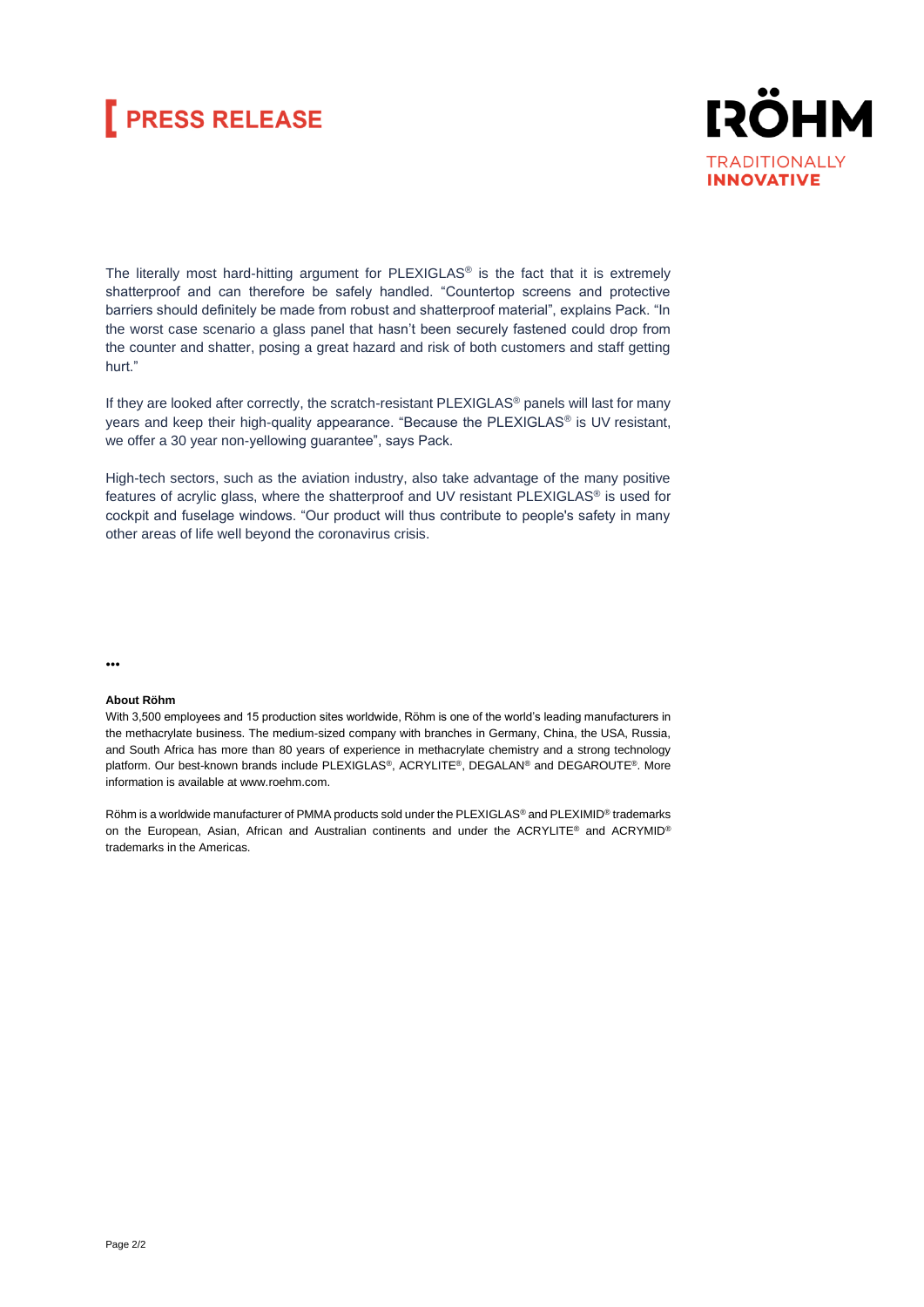# PRESS RELEASE

RÖHM
TRADITIONALLY
**INNOVATIVE**

The literally most hard-hitting argument for PLEXIGLAS® is the fact that it is extremely shatterproof and can therefore be safely handled. "Countertop screens and protective barriers should definitely be made from robust and shatterproof material", explains Pack. "In the worst case scenario a glass panel that hasn't been securely fastened could drop from the counter and shatter, posing a great hazard and risk of both customers and staff getting hurt."

If they are looked after correctly, the scratch-resistant PLEXIGLAS® panels will last for many years and keep their high-quality appearance. "Because the PLEXIGLAS® is UV resistant, we offer a 30 year non-yellowing guarantee", says Pack.

High-tech sectors, such as the aviation industry, also take advantage of the many positive features of acrylic glass, where the shatterproof and UV resistant PLEXIGLAS® is used for cockpit and fuselage windows. "Our product will thus contribute to people's safety in many other areas of life well beyond the coronavirus crisis.

•••

**About Röhm**

With 3,500 employees and 15 production sites worldwide, Röhm is one of the world's leading manufacturers in the methacrylate business. The medium-sized company with branches in Germany, China, the USA, Russia, and South Africa has more than 80 years of experience in methacrylate chemistry and a strong technology platform. Our best-known brands include PLEXIGLAS®, ACRYLITE®, DEGALAN® and DEGAROUTE®. More information is available at www.roehm.com.

Röhm is a worldwide manufacturer of PMMA products sold under the PLEXIGLAS® and PLEXIMID® trademarks on the European, Asian, African and Australian continents and under the ACRYLITE® and ACRYMID® trademarks in the Americas.